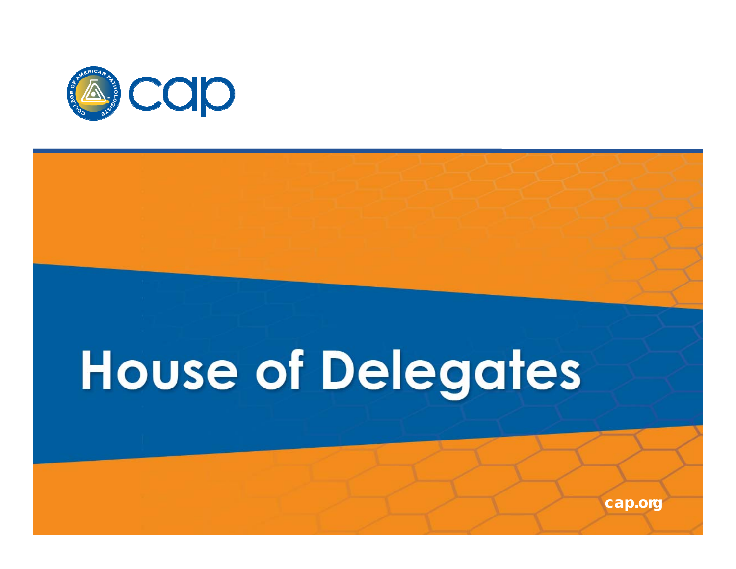# House of Delegates

cap.org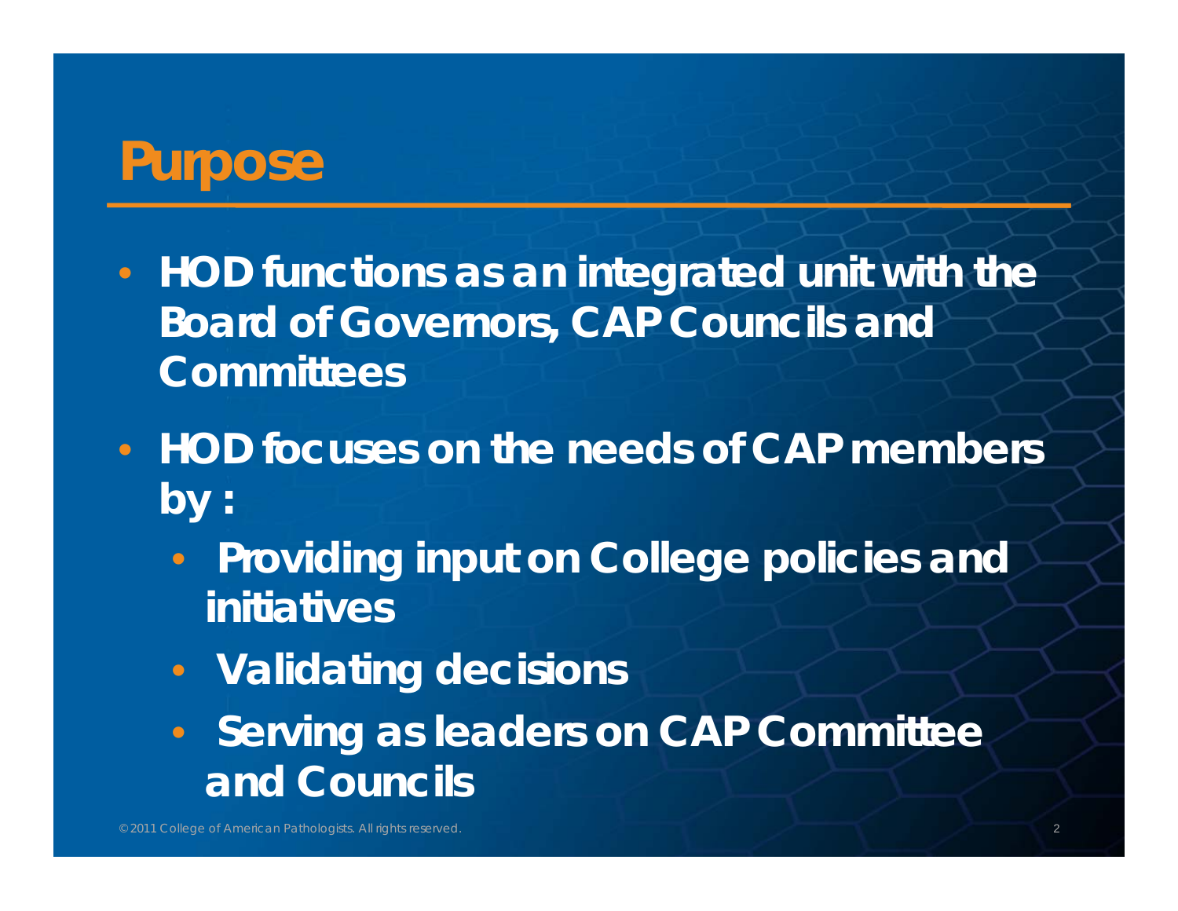# Purpose

- HOD functions as an integrated unit with the Board of Governors, CAP Councils and Committees
- HOD focuses on the needs of CAP members by :
  - Providing input on College policies and initiatives
  - Validating decisions
  - Serving as leaders on CAP Committee and Councils

©2011 College of American Pathologists. All rights reserved.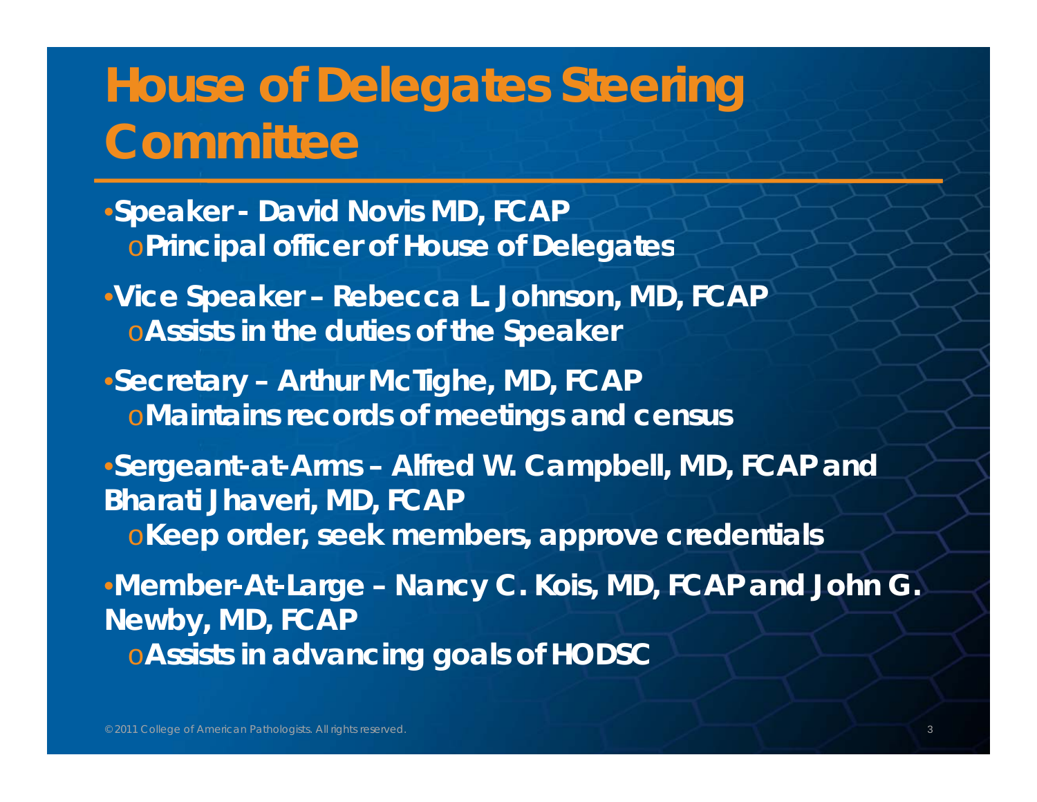# House of Delegates Steering Committee

- **Speaker - David Novis MD, FCAP**
  - **Principal officer of House of Delegates**
- **Vice Speaker – Rebecca L. Johnson, MD, FCAP**
  - **Assists in the duties of the Speaker**
- **Secretary – Arthur McTighe, MD, FCAP**
  - **Maintains records of meetings and census**
- **Sergeant-at-Arms – Alfred W. Campbell, MD, FCAP and Bharati Jhaveri, MD, FCAP**
  - **Keep order, seek members, approve credentials**
- **Member-At-Large – Nancy C. Kois, MD, FCAP and John G. Newby, MD, FCAP**
  - **Assists in advancing goals of HODSC**

© 2011 College of American Pathologists. All rights reserved.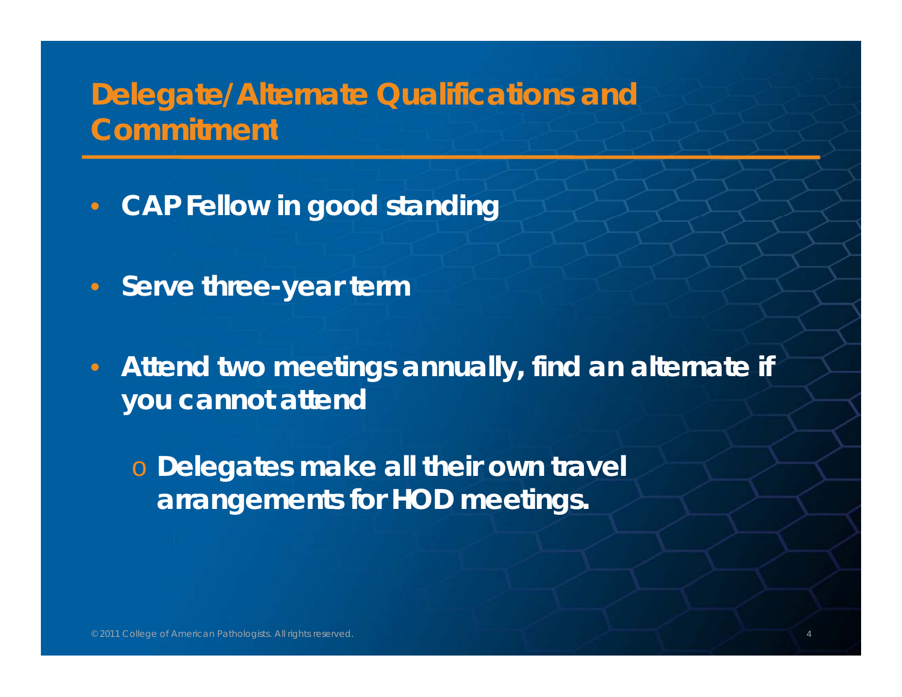## Delegate/Alternate Qualifications and Commitment

- CAP Fellow in good standing
- Serve three-year term
- Attend two meetings annually, find an alternate if you cannot attend
  - Delegates make all their own travel arrangements for HOD meetings.

©2011 College of American Pathologists. All rights reserved.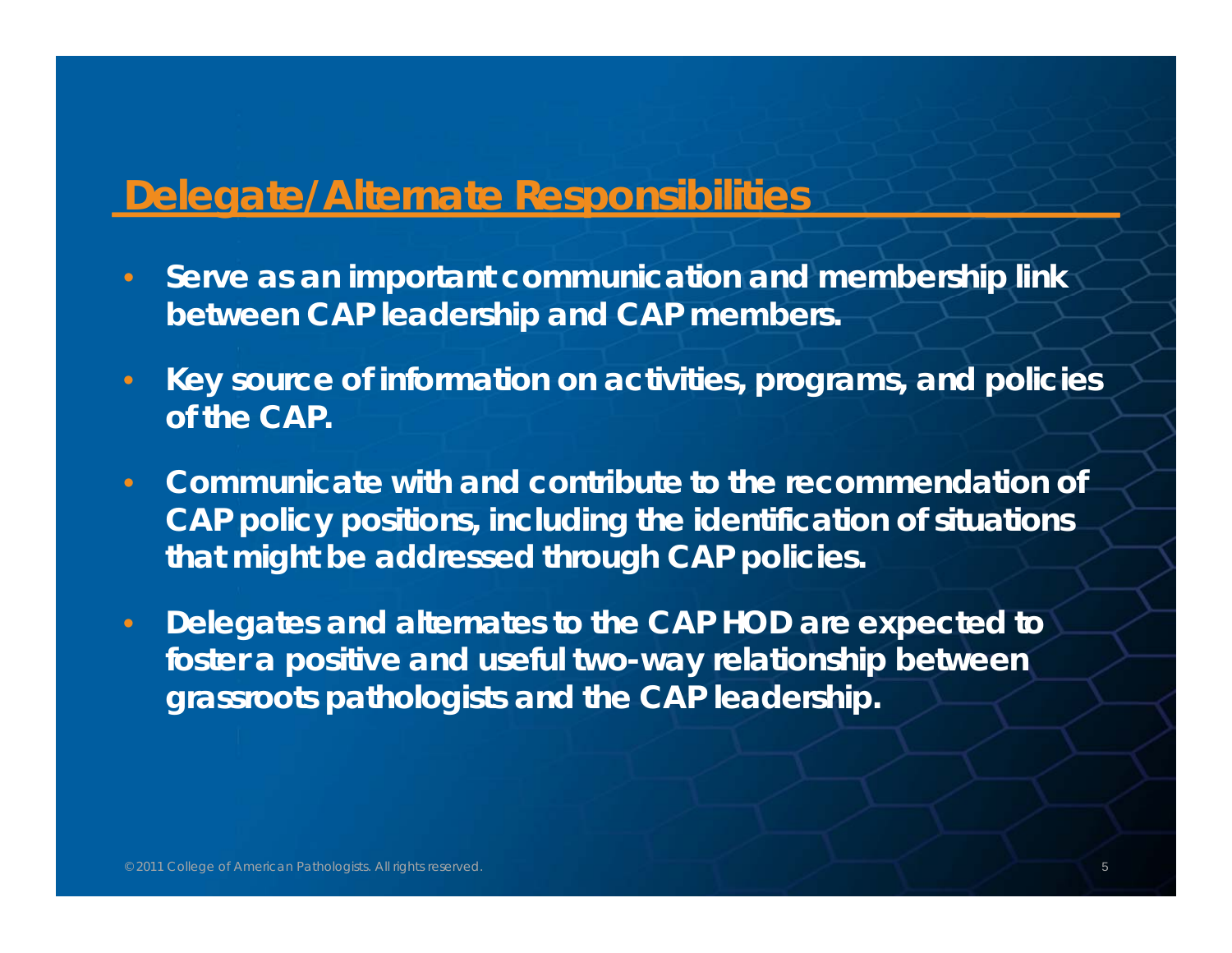## Delegate/Alternate Responsibilities

- **Serve as an important communication and membership link between CAP leadership and CAP members.**
- **Key source of information on activities, programs, and policies of the CAP.**
- **Communicate with and contribute to the recommendation of CAP policy positions, including the identification of situations that might be addressed through CAP policies.**
- **Delegates and alternates to the CAP HOD are expected to foster a positive and useful two-way relationship between grassroots pathologists and the CAP leadership.**

© 2011 College of American Pathologists. All rights reserved.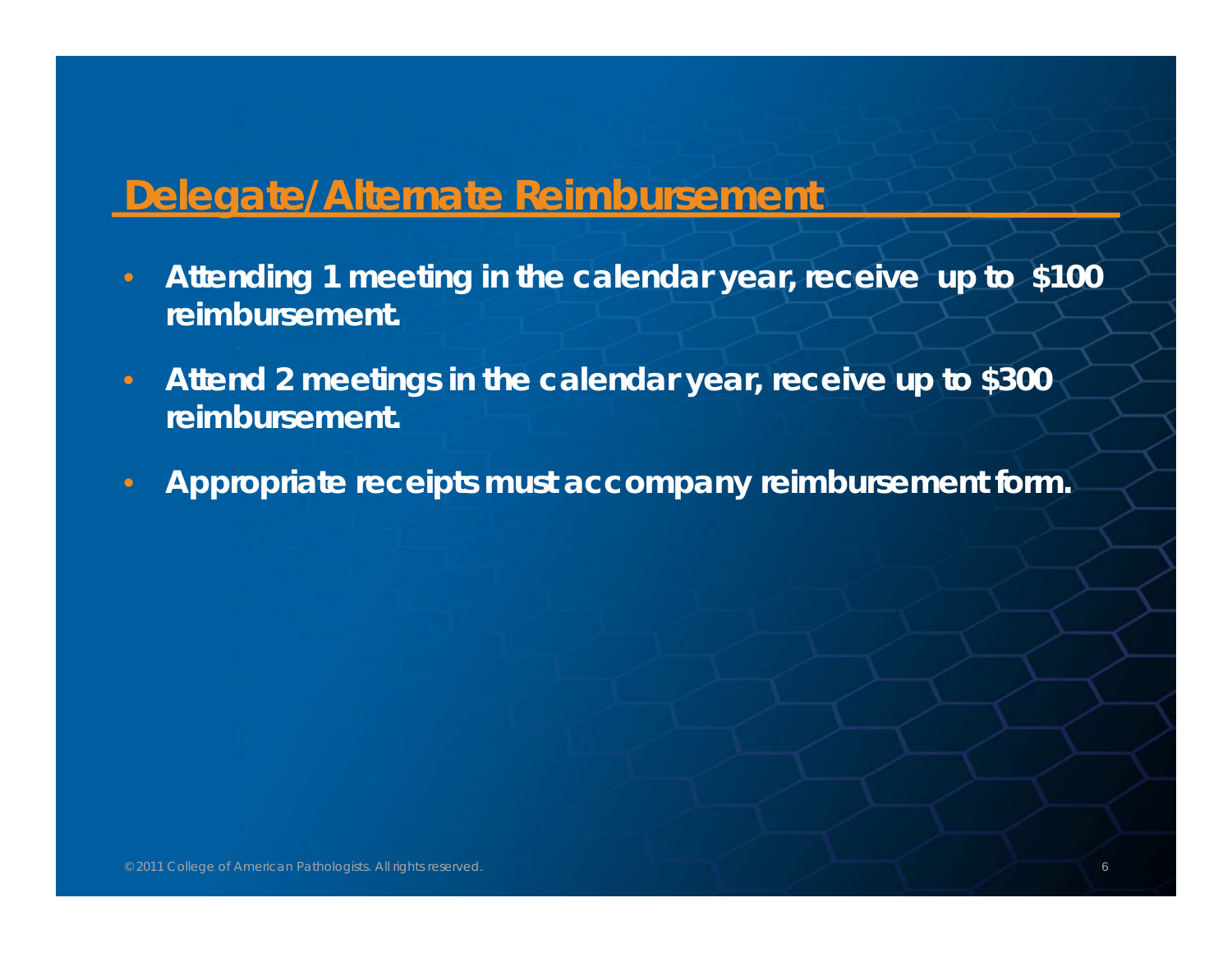## Delegate/Alternate Reimbursement

- **Attending 1 meeting in the calendar year, receive up to $100 reimbursement.**
- **Attend 2 meetings in the calendar year, receive up to $300 reimbursement.**
- **Appropriate receipts must accompany reimbursement form.**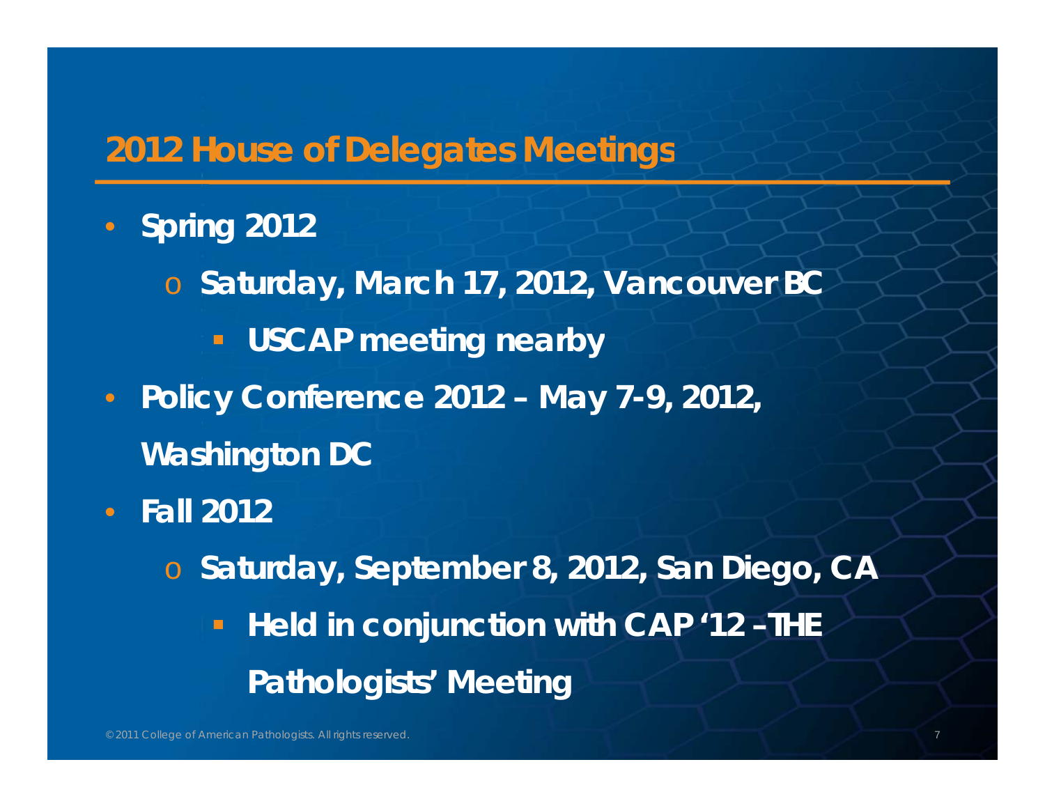# 2012 House of Delegates Meetings

- **Spring 2012**
  - **Saturday, March 17, 2012, Vancouver BC**
    - **USCAP meeting nearby**
- **Policy Conference 2012 – May 7-9, 2012, Washington DC**
- **Fall 2012**
  - **Saturday, September 8, 2012, San Diego, CA**
    - **Held in conjunction with CAP '12 – THE Pathologists' Meeting**

©2011 College of American Pathologists. All rights reserved.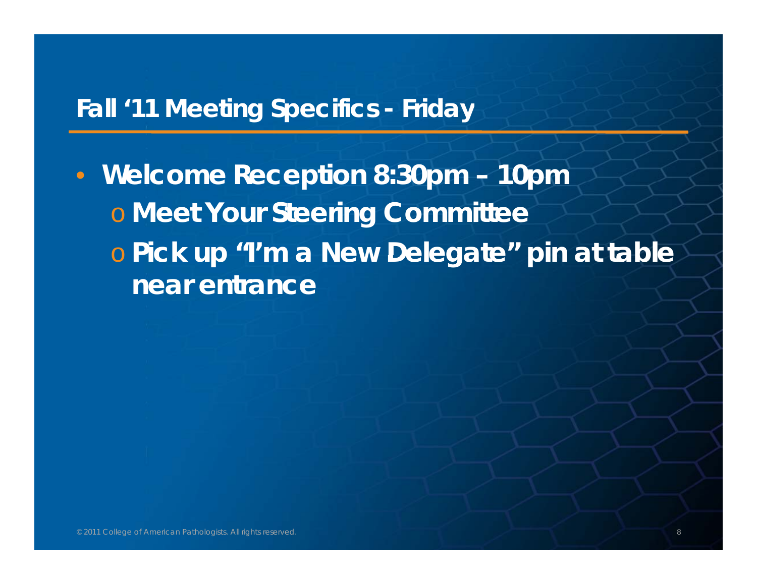## Fall '11 Meeting Specifics - Friday

- **Welcome Reception 8:30pm – 10pm**
  - **Meet Your Steering Committee**
  - **Pick up "I'm a New Delegate" pin at table near entrance**

© 2011 College of American Pathologists. All rights reserved.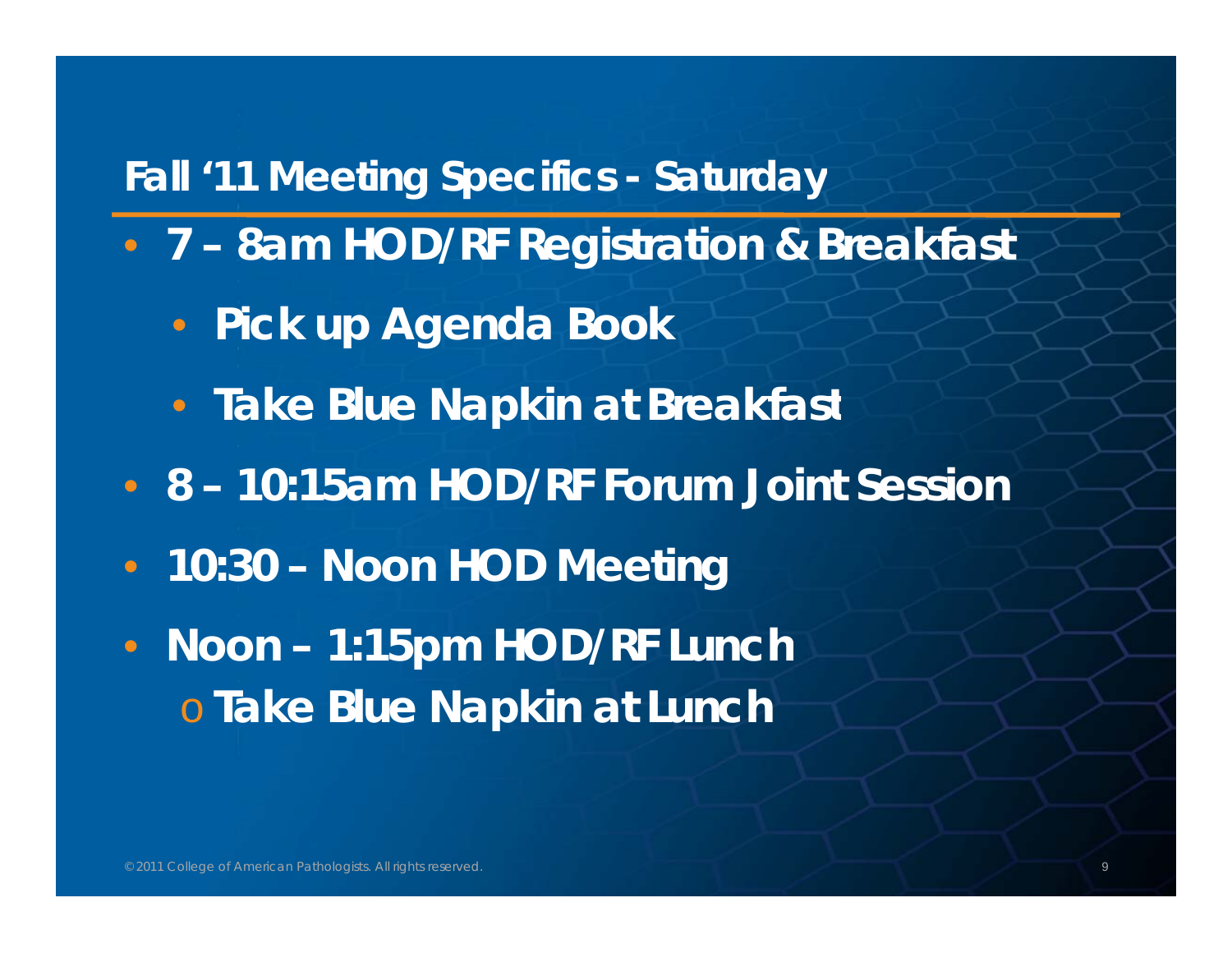## Fall '11 Meeting Specifics - Saturday

- 7 – 8am HOD/RF Registration & Breakfast
  - Pick up Agenda Book
  - Take Blue Napkin at Breakfast
- 8 – 10:15am HOD/RF Forum Joint Session
- 10:30 – Noon HOD Meeting
- Noon – 1:15pm HOD/RF Lunch
  - Take Blue Napkin at Lunch

©2011 College of American Pathologists. All rights reserved.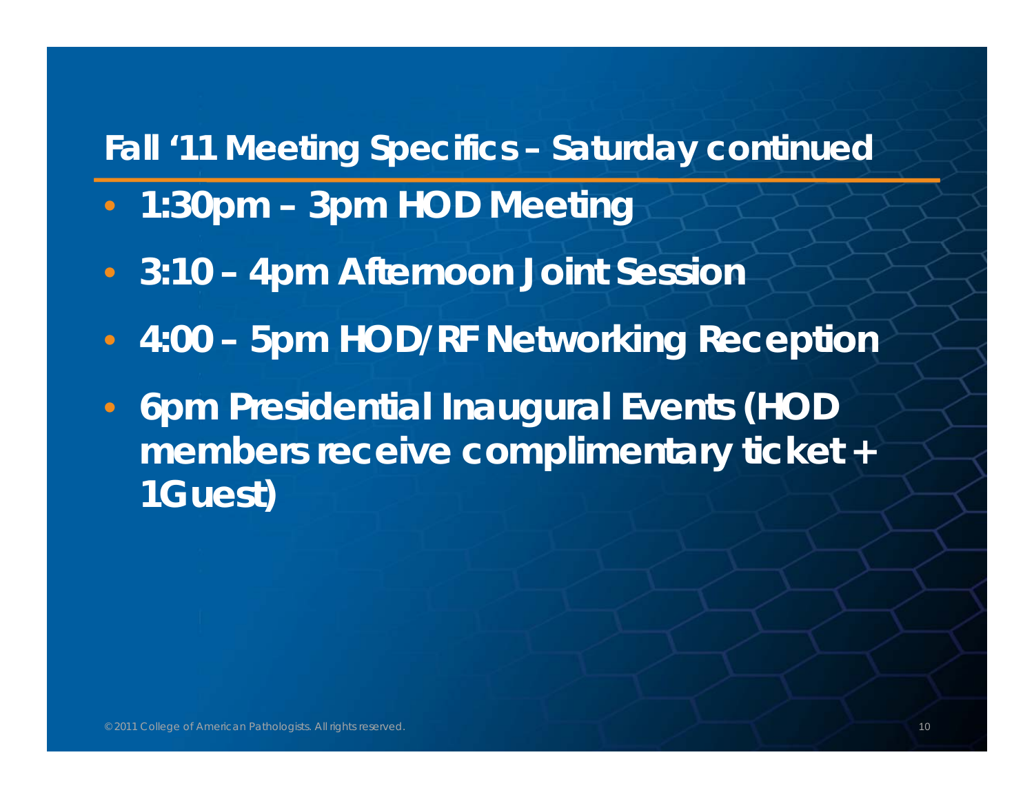# Fall '11 Meeting Specifics – Saturday continued

- **1:30pm – 3pm HOD Meeting**
- **3:10 – 4pm Afternoon Joint Session**
- **4:00 – 5pm HOD/RF Networking Reception**
- **6pm Presidential Inaugural Events (HOD members receive complimentary ticket + 1Guest)**

© 2011 College of American Pathologists. All rights reserved.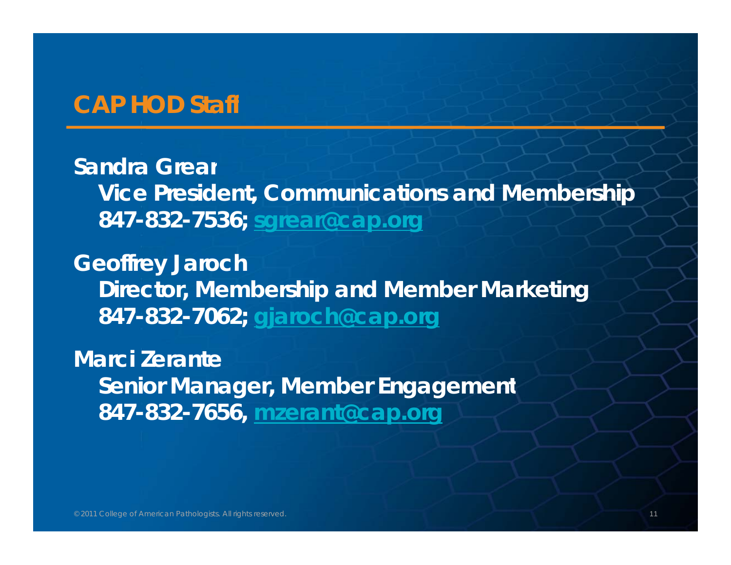# CAP HOD Staff

**Sandra Grear**
**Vice President, Communications and Membership**
**847-832-7536; sgrear@cap.org**

**Geoffrey Jaroch**
**Director, Membership and Member Marketing**
**847-832-7062; gjaroch@cap.org**

**Marci Zerante**
**Senior Manager, Member Engagement**
**847-832-7656, mzerant@cap.org**

© 2011 College of American Pathologists. All rights reserved.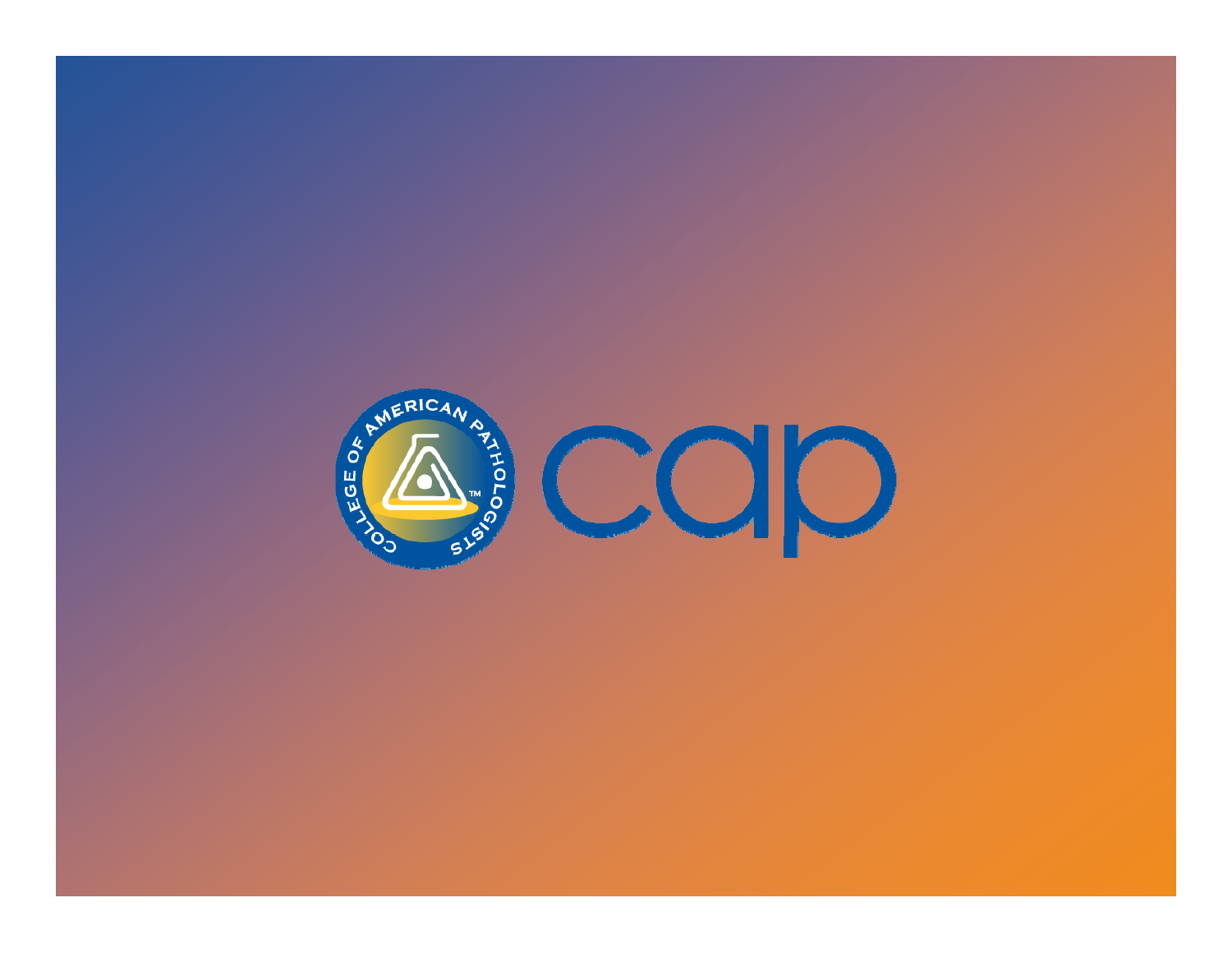COLLEGE OF AMERICAN PATHOLOGISTS

cap